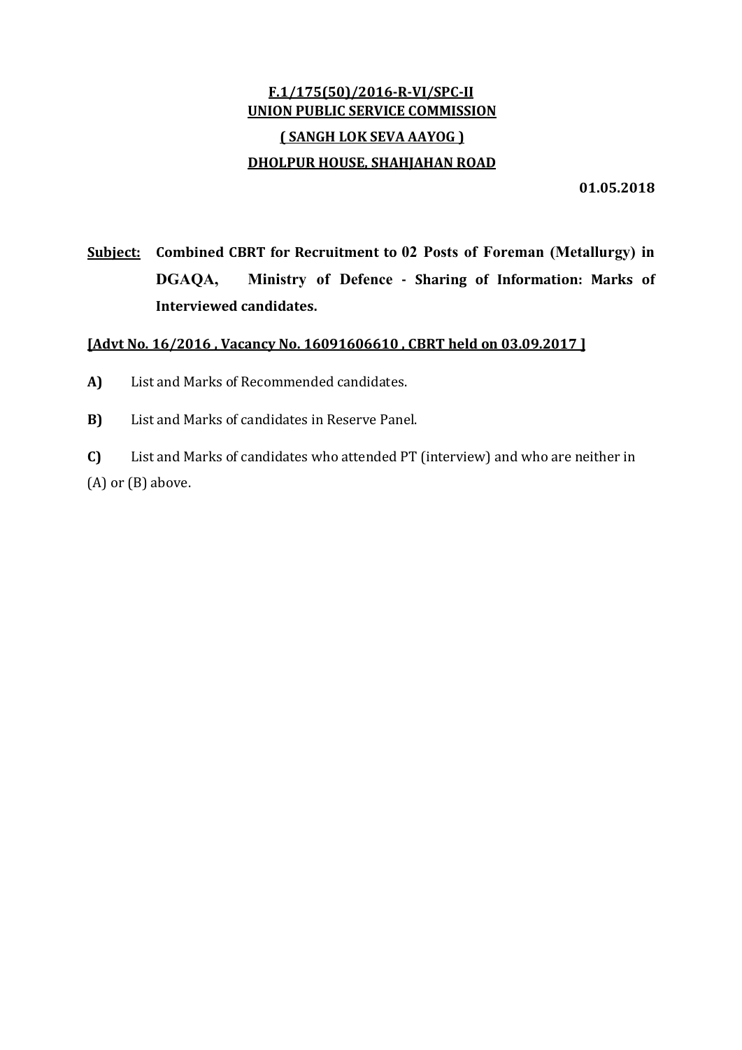**F.1/175(50)/2016-R-VI/SPC-II**
**UNION PUBLIC SERVICE COMMISSION**
**( SANGH LOK SEVA AAYOG )**
**DHOLPUR HOUSE, SHAHJAHAN ROAD**

**01.05.2018**

**Subject:** **Combined CBRT for Recruitment to 02 Posts of Foreman (Metallurgy) in DGAQA, Ministry of Defence - Sharing of Information: Marks of Interviewed candidates.**

**[Advt No. 16/2016 , Vacancy No. 16091606610 , CBRT held on 03.09.2017 ]**

**A)** List and Marks of Recommended candidates.

**B)** List and Marks of candidates in Reserve Panel.

**C)** List and Marks of candidates who attended PT (interview) and who are neither in (A) or (B) above.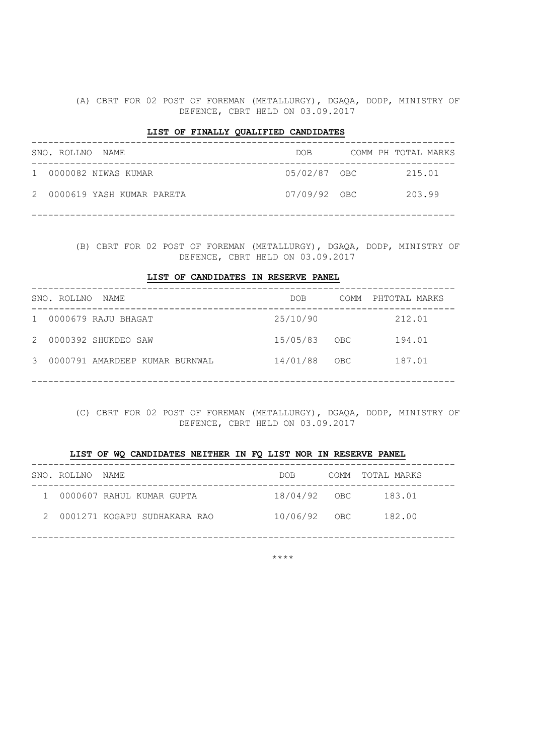(A) CBRT FOR 02 POST OF FOREMAN (METALLURGY), DGAQA, DODP, MINISTRY OF DEFENCE, CBRT HELD ON 03.09.2017

**LIST OF FINALLY QUALIFIED CANDIDATES**

| SNO. | ROLLNO | NAME | DOB | COMM | PH | TOTAL MARKS |
|---|---|---|---|---|---|---|
| 1 | 0000082 | NIWAS KUMAR | 05/02/87 | OBC | | 215.01 |
| 2 | 0000619 | YASH KUMAR PARETA | 07/09/92 | OBC | | 203.99 |

(B) CBRT FOR 02 POST OF FOREMAN (METALLURGY), DGAQA, DODP, MINISTRY OF DEFENCE, CBRT HELD ON 03.09.2017

**LIST OF CANDIDATES IN RESERVE PANEL**

| SNO. | ROLLNO | NAME | DOB | COMM | PH | TOTAL MARKS |
|---|---|---|---|---|---|---|
| 1 | 0000679 | RAJU BHAGAT | 25/10/90 | | | 212.01 |
| 2 | 0000392 | SHUKDEO SAW | 15/05/83 | OBC | | 194.01 |
| 3 | 0000791 | AMARDEEP KUMAR BURNWAL | 14/01/88 | OBC | | 187.01 |

(C) CBRT FOR 02 POST OF FOREMAN (METALLURGY), DGAQA, DODP, MINISTRY OF DEFENCE, CBRT HELD ON 03.09.2017

**LIST OF WQ CANDIDATES NEITHER IN FQ LIST NOR IN RESERVE PANEL**

| SNO. | ROLLNO | NAME | DOB | COMM | TOTAL MARKS |
|---|---|---|---|---|---|
| 1 | 0000607 | RAHUL KUMAR GUPTA | 18/04/92 | OBC | 183.01 |
| 2 | 0001271 | KOGAPU SUDHAKARA RAO | 10/06/92 | OBC | 182.00 |

****